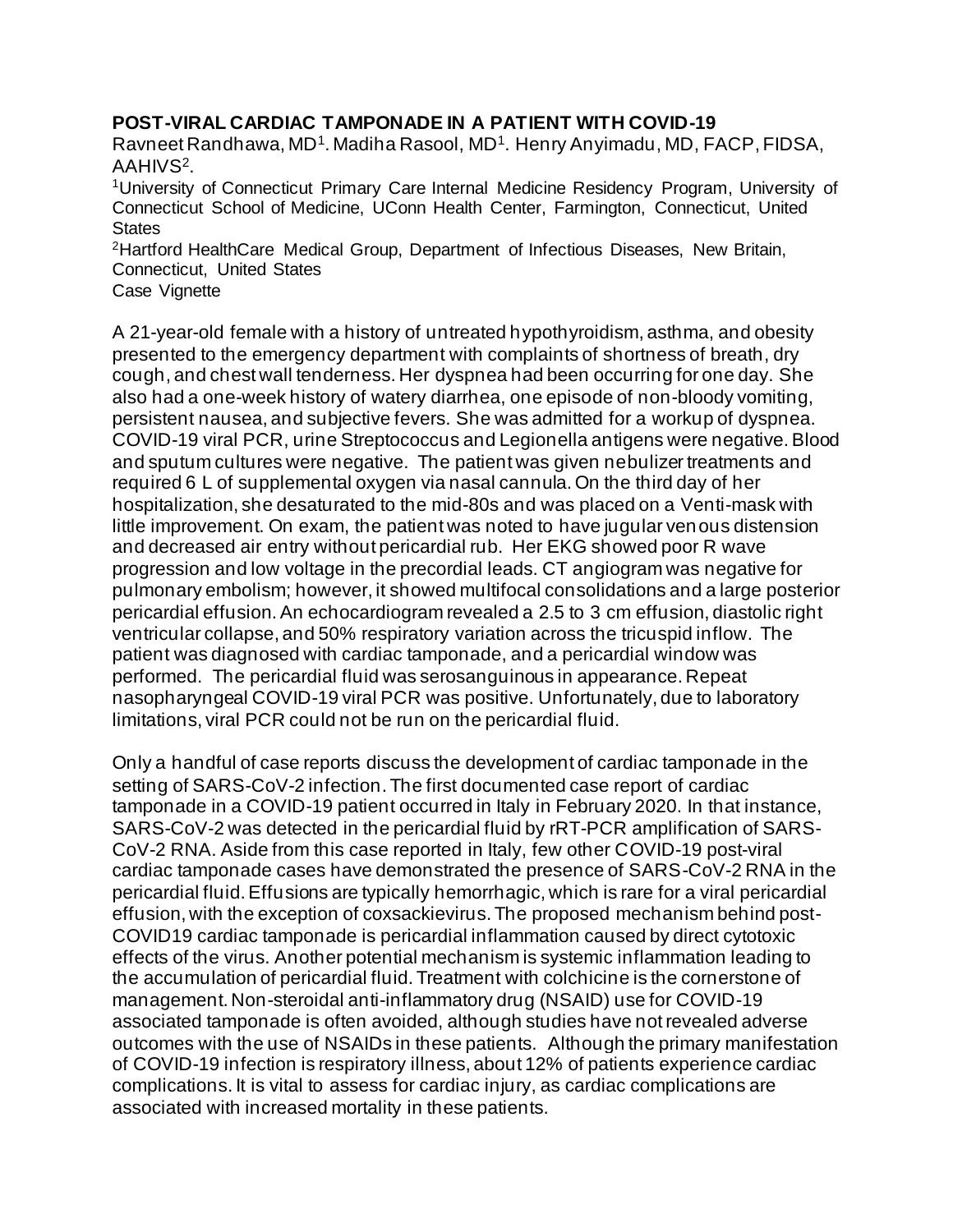**POST-VIRAL CARDIAC TAMPONADE IN A PATIENT WITH COVID-19**

Ravneet Randhawa, MD[1]. Madiha Rasool, MD[1]. Henry Anyimadu, MD, FACP, FIDSA, AAHIVS[2].

[1]University of Connecticut Primary Care Internal Medicine Residency Program, University of Connecticut School of Medicine, UConn Health Center, Farmington, Connecticut, United States

[2]Hartford HealthCare Medical Group, Department of Infectious Diseases, New Britain, Connecticut, United States

Case Vignette

A 21-year-old female with a history of untreated hypothyroidism, asthma, and obesity presented to the emergency department with complaints of shortness of breath, dry cough, and chest wall tenderness. Her dyspnea had been occurring for one day. She also had a one-week history of watery diarrhea, one episode of non-bloody vomiting, persistent nausea, and subjective fevers. She was admitted for a workup of dyspnea. COVID-19 viral PCR, urine Streptococcus and Legionella antigens were negative. Blood and sputum cultures were negative. The patient was given nebulizer treatments and required 6 L of supplemental oxygen via nasal cannula. On the third day of her hospitalization, she desaturated to the mid-80s and was placed on a Venti-mask with little improvement. On exam, the patient was noted to have jugular venous distension and decreased air entry without pericardial rub. Her EKG showed poor R wave progression and low voltage in the precordial leads. CT angiogram was negative for pulmonary embolism; however, it showed multifocal consolidations and a large posterior pericardial effusion. An echocardiogram revealed a 2.5 to 3 cm effusion, diastolic right ventricular collapse, and 50% respiratory variation across the tricuspid inflow. The patient was diagnosed with cardiac tamponade, and a pericardial window was performed. The pericardial fluid was serosanguinous in appearance. Repeat nasopharyngeal COVID-19 viral PCR was positive. Unfortunately, due to laboratory limitations, viral PCR could not be run on the pericardial fluid.

Only a handful of case reports discuss the development of cardiac tamponade in the setting of SARS-CoV-2 infection. The first documented case report of cardiac tamponade in a COVID-19 patient occurred in Italy in February 2020. In that instance, SARS-CoV-2 was detected in the pericardial fluid by rRT-PCR amplification of SARS-CoV-2 RNA. Aside from this case reported in Italy, few other COVID-19 post-viral cardiac tamponade cases have demonstrated the presence of SARS-CoV-2 RNA in the pericardial fluid. Effusions are typically hemorrhagic, which is rare for a viral pericardial effusion, with the exception of coxsackievirus. The proposed mechanism behind post-COVID19 cardiac tamponade is pericardial inflammation caused by direct cytotoxic effects of the virus. Another potential mechanism is systemic inflammation leading to the accumulation of pericardial fluid. Treatment with colchicine is the cornerstone of management. Non-steroidal anti-inflammatory drug (NSAID) use for COVID-19 associated tamponade is often avoided, although studies have not revealed adverse outcomes with the use of NSAIDs in these patients. Although the primary manifestation of COVID-19 infection is respiratory illness, about 12% of patients experience cardiac complications. It is vital to assess for cardiac injury, as cardiac complications are associated with increased mortality in these patients.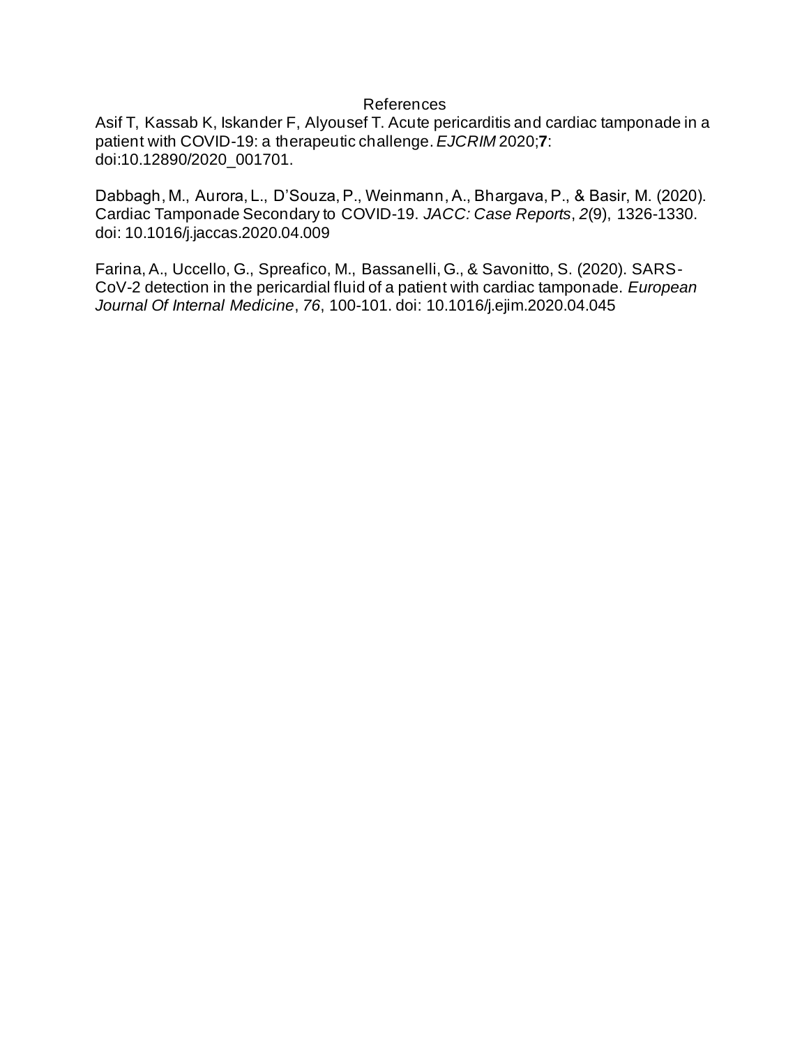# References

Asif T, Kassab K, Iskander F, Alyousef T. Acute pericarditis and cardiac tamponade in a patient with COVID-19: a therapeutic challenge. *EJCRIM* 2020;**7**: doi:10.12890/2020_001701.

Dabbagh, M., Aurora, L., D'Souza, P., Weinmann, A., Bhargava, P., & Basir, M. (2020). Cardiac Tamponade Secondary to COVID-19. *JACC: Case Reports*, *2*(9), 1326-1330. doi: 10.1016/j.jaccas.2020.04.009

Farina, A., Uccello, G., Spreafico, M., Bassanelli, G., & Savonitto, S. (2020). SARS-CoV-2 detection in the pericardial fluid of a patient with cardiac tamponade. *European Journal Of Internal Medicine*, *76*, 100-101. doi: 10.1016/j.ejim.2020.04.045